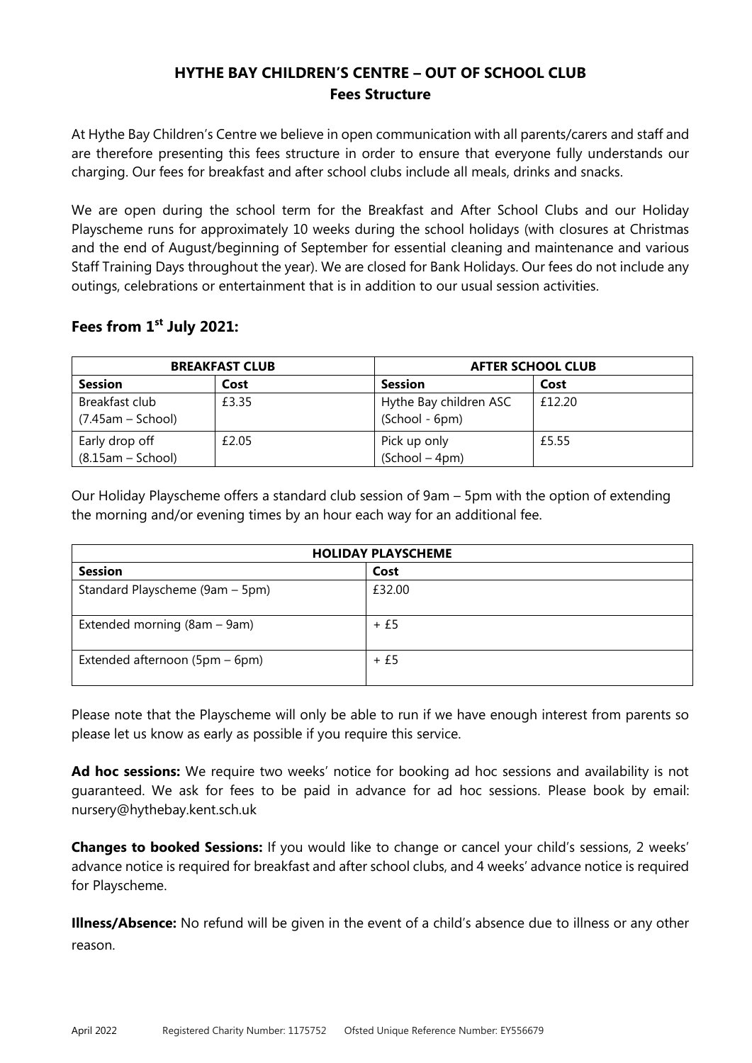# HYTHE BAY CHILDREN'S CENTRE – OUT OF SCHOOL CLUB

## Fees Structure

At Hythe Bay Children's Centre we believe in open communication with all parents/carers and staff and are therefore presenting this fees structure in order to ensure that everyone fully understands our charging. Our fees for breakfast and after school clubs include all meals, drinks and snacks.

We are open during the school term for the Breakfast and After School Clubs and our Holiday Playscheme runs for approximately 10 weeks during the school holidays (with closures at Christmas and the end of August/beginning of September for essential cleaning and maintenance and various Staff Training Days throughout the year). We are closed for Bank Holidays. Our fees do not include any outings, celebrations or entertainment that is in addition to our usual session activities.

## Fees from 1st July 2021:

| BREAKFAST CLUB | | AFTER SCHOOL CLUB | |
|---|---|---|---|
| **Session** | **Cost** | **Session** | **Cost** |
| Breakfast club (7.45am – School) | £3.35 | Hythe Bay children ASC (School - 6pm) | £12.20 |
| Early drop off (8.15am – School) | £2.05 | Pick up only (School – 4pm) | £5.55 |

Our Holiday Playscheme offers a standard club session of 9am – 5pm with the option of extending the morning and/or evening times by an hour each way for an additional fee.

| HOLIDAY PLAYSCHEME | |
|---|---|
| **Session** | **Cost** |
| Standard Playscheme (9am – 5pm) | £32.00 |
| Extended morning (8am – 9am) | + £5 |
| Extended afternoon (5pm – 6pm) | + £5 |

Please note that the Playscheme will only be able to run if we have enough interest from parents so please let us know as early as possible if you require this service.

**Ad hoc sessions:** We require two weeks' notice for booking ad hoc sessions and availability is not guaranteed. We ask for fees to be paid in advance for ad hoc sessions. Please book by email: nursery@hythebay.kent.sch.uk

**Changes to booked Sessions:** If you would like to change or cancel your child's sessions, 2 weeks' advance notice is required for breakfast and after school clubs, and 4 weeks' advance notice is required for Playscheme.

**Illness/Absence:** No refund will be given in the event of a child's absence due to illness or any other reason.

April 2022 Registered Charity Number: 1175752 Ofsted Unique Reference Number: EY556679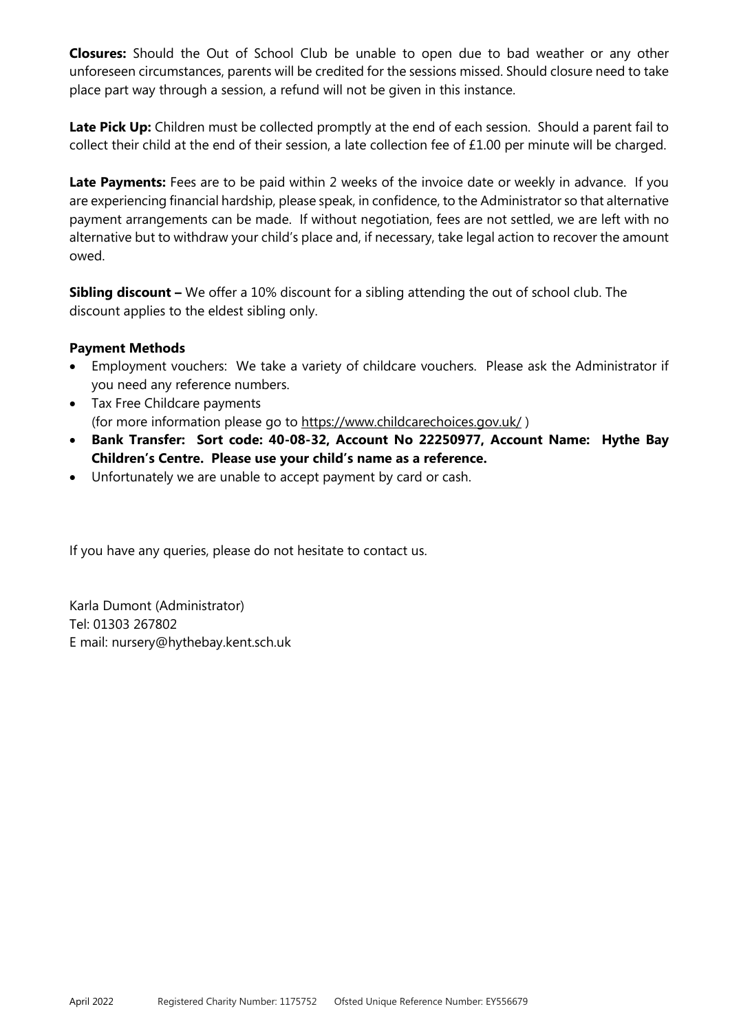**Closures:** Should the Out of School Club be unable to open due to bad weather or any other unforeseen circumstances, parents will be credited for the sessions missed. Should closure need to take place part way through a session, a refund will not be given in this instance.

**Late Pick Up:** Children must be collected promptly at the end of each session. Should a parent fail to collect their child at the end of their session, a late collection fee of £1.00 per minute will be charged.

**Late Payments:** Fees are to be paid within 2 weeks of the invoice date or weekly in advance. If you are experiencing financial hardship, please speak, in confidence, to the Administrator so that alternative payment arrangements can be made. If without negotiation, fees are not settled, we are left with no alternative but to withdraw your child's place and, if necessary, take legal action to recover the amount owed.

**Sibling discount –** We offer a 10% discount for a sibling attending the out of school club. The discount applies to the eldest sibling only.

**Payment Methods**

- Employment vouchers: We take a variety of childcare vouchers. Please ask the Administrator if you need any reference numbers.
- Tax Free Childcare payments (for more information please go to https://www.childcarechoices.gov.uk/ )
- **Bank Transfer: Sort code: 40-08-32, Account No 22250977, Account Name: Hythe Bay Children's Centre. Please use your child's name as a reference.**
- Unfortunately we are unable to accept payment by card or cash.

If you have any queries, please do not hesitate to contact us.

Karla Dumont (Administrator)
Tel: 01303 267802
E mail: nursery@hythebay.kent.sch.uk

April 2022 Registered Charity Number: 1175752 Ofsted Unique Reference Number: EY556679